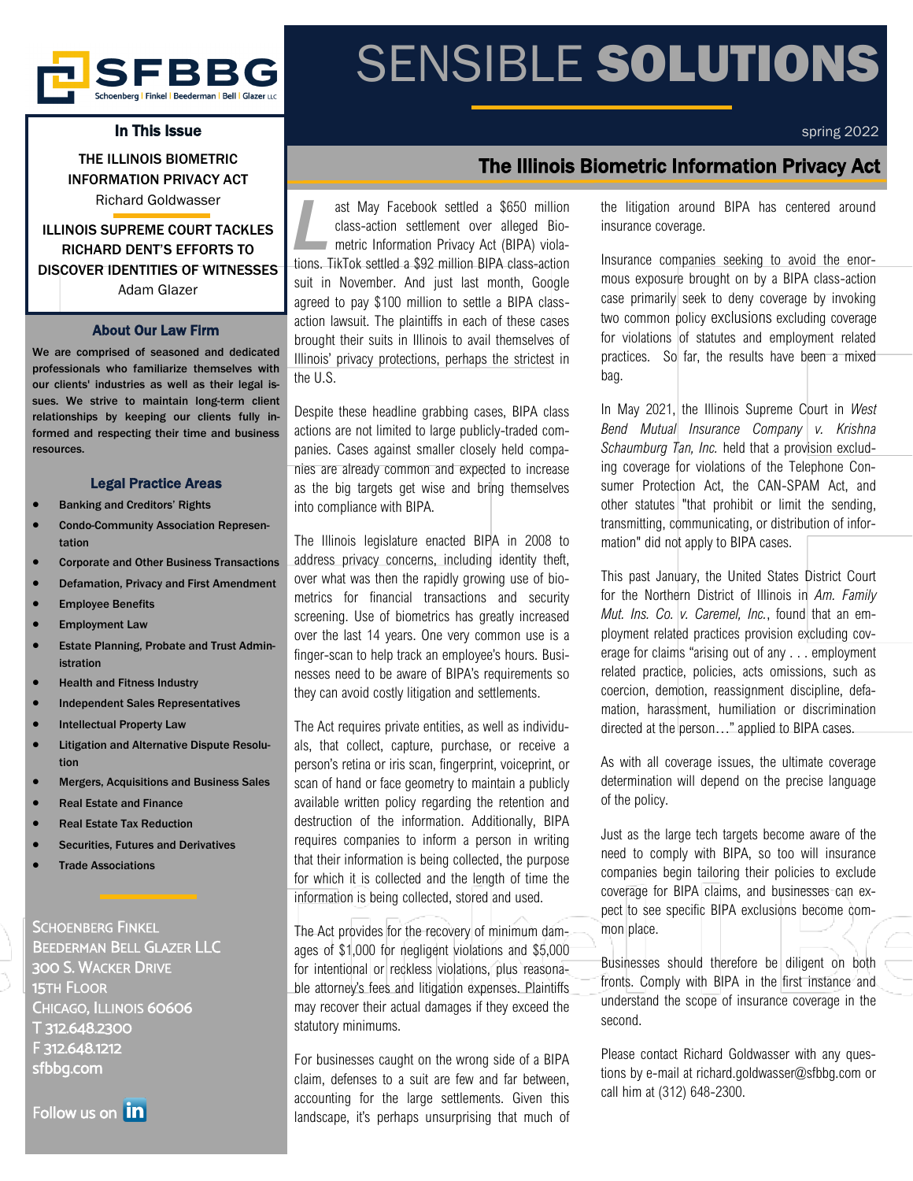# SFBBG

Schoenberg | Finkel | Beederman | Bell | Glazer LLC

# SENSIBLE **SOLUTIONS**

spring 2022

## In This Issue

THE ILLINOIS BIOMETRIC INFORMATION PRIVACY ACT
Richard Goldwasser

ILLINOIS SUPREME COURT TACKLES RICHARD DENT'S EFFORTS TO DISCOVER IDENTITIES OF WITNESSES
Adam Glazer

### About Our Law Firm

**We are comprised of seasoned and dedicated professionals who familiarize themselves with our clients' industries as well as their legal issues. We strive to maintain long-term client relationships by keeping our clients fully informed and respecting their time and business resources.**

### Legal Practice Areas

- **Banking and Creditors' Rights**
- **Condo-Community Association Representation**
- **Corporate and Other Business Transactions**
- **Defamation, Privacy and First Amendment**
- **Employee Benefits**
- **Employment Law**
- **Estate Planning, Probate and Trust Administration**
- **Health and Fitness Industry**
- **Independent Sales Representatives**
- **Intellectual Property Law**
- **Litigation and Alternative Dispute Resolution**
- **Mergers, Acquisitions and Business Sales**
- **Real Estate and Finance**
- **Real Estate Tax Reduction**
- **Securities, Futures and Derivatives**
- **Trade Associations**

SCHOENBERG FINKEL BEEDERMAN BELL GLAZER LLC
300 S. WACKER DRIVE
15TH FLOOR
CHICAGO, ILLINOIS 60606
T 312.648.2300
F 312.648.1212
sfbbg.com

Follow us on LinkedIn

## The Illinois Biometric Information Privacy Act

Last May Facebook settled a $650 million class-action settlement over alleged Biometric Information Privacy Act (BIPA) violations. TikTok settled a $92 million BIPA class-action suit in November. And just last month, Google agreed to pay $100 million to settle a BIPA class-action lawsuit. The plaintiffs in each of these cases brought their suits in Illinois to avail themselves of Illinois' privacy protections, perhaps the strictest in the U.S.

Despite these headline grabbing cases, BIPA class actions are not limited to large publicly-traded companies. Cases against smaller closely held companies are already common and expected to increase as the big targets get wise and bring themselves into compliance with BIPA.

The Illinois legislature enacted BIPA in 2008 to address privacy concerns, including identity theft, over what was then the rapidly growing use of biometrics for financial transactions and security screening. Use of biometrics has greatly increased over the last 14 years. One very common use is a finger-scan to help track an employee's hours. Businesses need to be aware of BIPA's requirements so they can avoid costly litigation and settlements.

The Act requires private entities, as well as individuals, that collect, capture, purchase, or receive a person's retina or iris scan, fingerprint, voiceprint, or scan of hand or face geometry to maintain a publicly available written policy regarding the retention and destruction of the information. Additionally, BIPA requires companies to inform a person in writing that their information is being collected, the purpose for which it is collected and the length of time the information is being collected, stored and used.

The Act provides for the recovery of minimum damages of $1,000 for negligent violations and $5,000 for intentional or reckless violations, plus reasonable attorney's fees and litigation expenses. Plaintiffs may recover their actual damages if they exceed the statutory minimums.

For businesses caught on the wrong side of a BIPA claim, defenses to a suit are few and far between, accounting for the large settlements. Given this landscape, it's perhaps unsurprising that much of the litigation around BIPA has centered around insurance coverage.

Insurance companies seeking to avoid the enormous exposure brought on by a BIPA class-action case primarily seek to deny coverage by invoking two common policy exclusions excluding coverage for violations of statutes and employment related practices. So far, the results have been a mixed bag.

In May 2021, the Illinois Supreme Court in *West Bend Mutual Insurance Company v. Krishna Schaumburg Tan, Inc.* held that a provision excluding coverage for violations of the Telephone Consumer Protection Act, the CAN-SPAM Act, and other statutes "that prohibit or limit the sending, transmitting, communicating, or distribution of information" did not apply to BIPA cases.

This past January, the United States District Court for the Northern District of Illinois in *Am. Family Mut. Ins. Co. v. Caremel, Inc.*, found that an employment related practices provision excluding coverage for claims "arising out of any . . . employment related practice, policies, acts omissions, such as coercion, demotion, reassignment discipline, defamation, harassment, humiliation or discrimination directed at the person…" applied to BIPA cases.

As with all coverage issues, the ultimate coverage determination will depend on the precise language of the policy.

Just as the large tech targets become aware of the need to comply with BIPA, so too will insurance companies begin tailoring their policies to exclude coverage for BIPA claims, and businesses can expect to see specific BIPA exclusions become common place.

Businesses should therefore be diligent on both fronts. Comply with BIPA in the first instance and understand the scope of insurance coverage in the second.

Please contact Richard Goldwasser with any questions by e-mail at richard.goldwasser@sfbbg.com or call him at (312) 648-2300.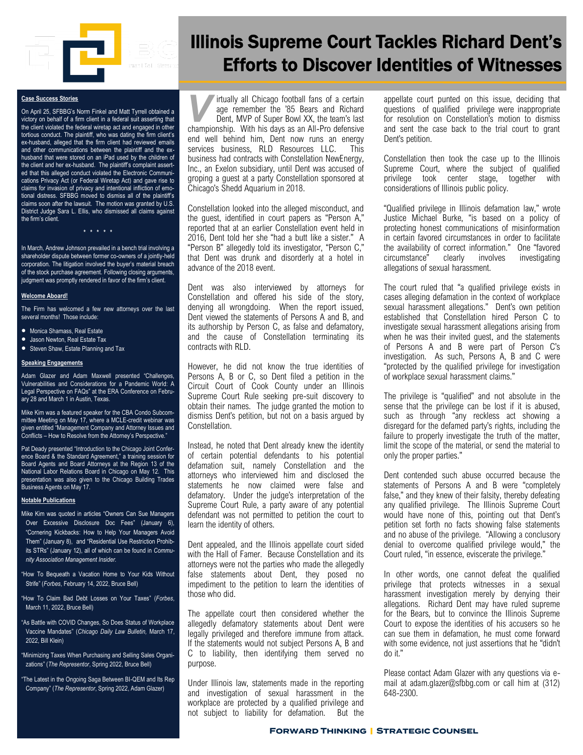# Illinois Supreme Court Tackles Richard Dent's Efforts to Discover Identities of Witnesses

Virtually all Chicago football fans of a certain age remember the '85 Bears and Richard Dent, MVP of Super Bowl XX, the team's last championship. With his days as an All-Pro defensive end well behind him, Dent now runs an energy services business, RLD Resources LLC. This business had contracts with Constellation NewEnergy, Inc., an Exelon subsidiary, until Dent was accused of groping a guest at a party Constellation sponsored at Chicago's Shedd Aquarium in 2018.

Constellation looked into the alleged misconduct, and the guest, identified in court papers as "Person A," reported that at an earlier Constellation event held in 2016, Dent told her she "had a butt like a sister." A "Person B" allegedly told its investigator, "Person C," that Dent was drunk and disorderly at a hotel in advance of the 2018 event.

Dent was also interviewed by attorneys for Constellation and offered his side of the story, denying all wrongdoing. When the report issued, Dent viewed the statements of Persons A and B, and its authorship by Person C, as false and defamatory, and the cause of Constellation terminating its contracts with RLD.

However, he did not know the true identities of Persons A, B or C, so Dent filed a petition in the Circuit Court of Cook County under an Illinois Supreme Court Rule seeking pre-suit discovery to obtain their names. The judge granted the motion to dismiss Dent's petition, but not on a basis argued by Constellation.

Instead, he noted that Dent already knew the identity of certain potential defendants to his potential defamation suit, namely Constellation and the attorneys who interviewed him and disclosed the statements he now claimed were false and defamatory. Under the judge's interpretation of the Supreme Court Rule, a party aware of any potential defendant was not permitted to petition the court to learn the identity of others.

Dent appealed, and the Illinois appellate court sided with the Hall of Famer. Because Constellation and its attorneys were not the parties who made the allegedly false statements about Dent, they posed no impediment to the petition to learn the identities of those who did.

The appellate court then considered whether the allegedly defamatory statements about Dent were legally privileged and therefore immune from attack. If the statements would not subject Persons A, B and C to liability, then identifying them served no purpose.

Under Illinois law, statements made in the reporting and investigation of sexual harassment in the workplace are protected by a qualified privilege and not subject to liability for defamation. But the appellate court punted on this issue, deciding that questions of qualified privilege were inappropriate for resolution on Constellation's motion to dismiss and sent the case back to the trial court to grant Dent's petition.

Constellation then took the case up to the Illinois Supreme Court, where the subject of qualified privilege took center stage, together with considerations of Illinois public policy.

"Qualified privilege in Illinois defamation law," wrote Justice Michael Burke, "is based on a policy of protecting honest communications of misinformation in certain favored circumstances in order to facilitate the availability of correct information." One "favored circumstance" clearly involves investigating allegations of sexual harassment.

The court ruled that "a qualified privilege exists in cases alleging defamation in the context of workplace sexual harassment allegations." Dent's own petition established that Constellation hired Person C to investigate sexual harassment allegations arising from when he was their invited guest, and the statements of Persons A and B were part of Person C's investigation. As such, Persons A, B and C were "protected by the qualified privilege for investigation of workplace sexual harassment claims."

The privilege is "qualified" and not absolute in the sense that the privilege can be lost if it is abused, such as through "any reckless act showing a disregard for the defamed party's rights, including the failure to properly investigate the truth of the matter, limit the scope of the material, or send the material to only the proper parties."

Dent contended such abuse occurred because the statements of Persons A and B were "completely false," and they knew of their falsity, thereby defeating any qualified privilege. The Illinois Supreme Court would have none of this, pointing out that Dent's petition set forth no facts showing false statements and no abuse of the privilege. "Allowing a conclusory denial to overcome qualified privilege would," the Court ruled, "in essence, eviscerate the privilege."

In other words, one cannot defeat the qualified privilege that protects witnesses in a sexual harassment investigation merely by denying their allegations. Richard Dent may have ruled supreme for the Bears, but to convince the Illinois Supreme Court to expose the identities of his accusers so he can sue them in defamation, he must come forward with some evidence, not just assertions that he "didn't do it."

Please contact Adam Glazer with any questions via e-mail at adam.glazer@sfbbg.com or call him at (312) 648-2300.

**Case Success Stories**

On April 25, SFBBG's Norm Finkel and Matt Tyrrell obtained a victory on behalf of a firm client in a federal suit asserting that the client violated the federal wiretap act and engaged in other tortious conduct. The plaintiff, who was dating the firm client's ex-husband, alleged that the firm client had reviewed emails and other communications between the plaintiff and the ex-husband that were stored on an iPad used by the children of the client and her ex-husband. The plaintiff's complaint asserted that this alleged conduct violated the Electronic Communications Privacy Act (or Federal Wiretap Act) and gave rise to claims for invasion of privacy and intentional infliction of emotional distress. SFBBG moved to dismiss all of the plaintiff's claims soon after the lawsuit. The motion was granted by U.S. District Judge Sara L. Ellis, who dismissed all claims against the firm's client.

\* \* \* \* \*

In March, Andrew Johnson prevailed in a bench trial involving a shareholder dispute between former co-owners of a jointly-held corporation. The litigation involved the buyer's material breach of the stock purchase agreement. Following closing arguments, judgment was promptly rendered in favor of the firm's client.

**Welcome Aboard!**

The Firm has welcomed a few new attorneys over the last several months! Those include:

- Monica Shamass, Real Estate
- Jason Newton, Real Estate Tax
- Steven Shaw, Estate Planning and Tax

**Speaking Engagements**

Adam Glazer and Adam Maxwell presented "Challenges, Vulnerabilities and Considerations for a Pandemic World: A Legal Perspective on FAQs" at the ERA Conference on February 28 and March 1 in Austin, Texas.

Mike Kim was a featured speaker for the CBA Condo Subcommittee Meeting on May 17, where a MCLE-credit webinar was given entitled "Management Company and Attorney Issues and Conflicts – How to Resolve from the Attorney's Perspective."

Pat Deady presented "Introduction to the Chicago Joint Conference Board & the Standard Agreement," a training session for Board Agents and Board Attorneys at the Region 13 of the National Labor Relations Board in Chicago on May 12. This presentation was also given to the Chicago Building Trades Business Agents on May 17.

**Notable Publications**

Mike Kim was quoted in articles "Owners Can Sue Managers Over Excessive Disclosure Doc Fees" (January 6), "Cornering Kickbacks: How to Help Your Managers Avoid Them" (January 8), and "Residential Use Restriction Prohibits STRs" (January 12), all of which can be found in *Community Association Management Insider.*

"How To Bequeath a Vacation Home to Your Kids Without Strife" (*Forbes*, February 14, 2022, Bruce Bell)

"How To Claim Bad Debt Losses on Your Taxes" (*Forbes*, March 11, 2022, Bruce Bell)

"As Battle with COVID Changes, So Does Status of Workplace Vaccine Mandates" (*Chicago Daily Law Bulletin,* March 17, 2022, Bill Klein)

"Minimizing Taxes When Purchasing and Selling Sales Organizations" (*The Representor*, Spring 2022, Bruce Bell)

"The Latest in the Ongoing Saga Between BI-QEM and Its Rep Company" (*The Representor*, Spring 2022, Adam Glazer)